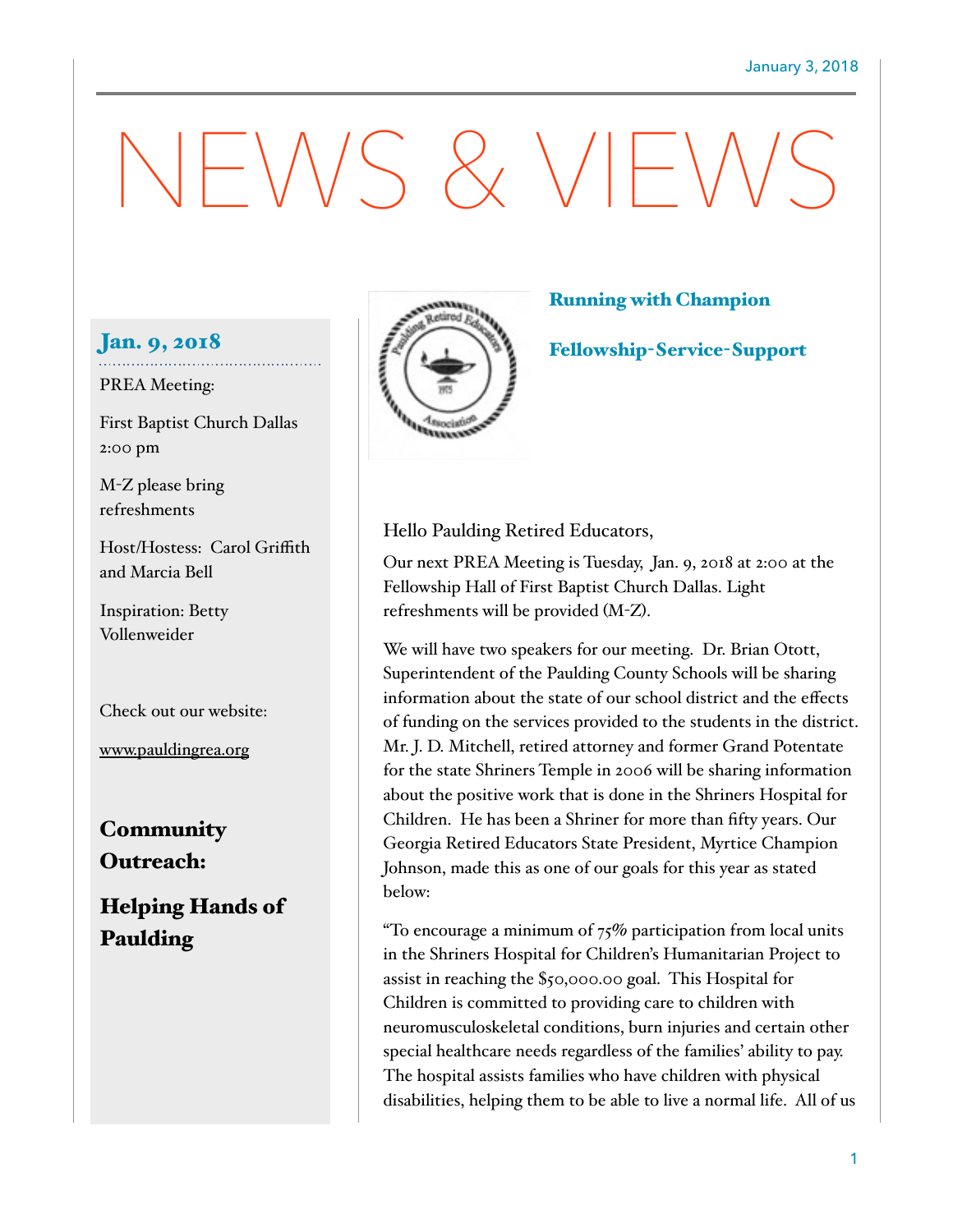January 3, 2018

# NEWS & VIEWS

## Jan. 9, 2018

PREA Meeting:

First Baptist Church Dallas 2:00 pm

M-Z please bring refreshments

Host/Hostess: Carol Griffith and Marcia Bell

Inspiration: Betty Vollenweider

Check out our website:

www.pauldingrea.org

## Community Outreach:

## Helping Hands of Paulding

### Running with Champion

### Fellowship-Service-Support

Hello Paulding Retired Educators,

Our next PREA Meeting is Tuesday, Jan. 9, 2018 at 2:00 at the Fellowship Hall of First Baptist Church Dallas. Light refreshments will be provided (M-Z).

We will have two speakers for our meeting. Dr. Brian Otott, Superintendent of the Paulding County Schools will be sharing information about the state of our school district and the effects of funding on the services provided to the students in the district. Mr. J. D. Mitchell, retired attorney and former Grand Potentate for the state Shriners Temple in 2006 will be sharing information about the positive work that is done in the Shriners Hospital for Children. He has been a Shriner for more than fifty years. Our Georgia Retired Educators State President, Myrtice Champion Johnson, made this as one of our goals for this year as stated below:

"To encourage a minimum of 75% participation from local units in the Shriners Hospital for Children's Humanitarian Project to assist in reaching the $50,000.00 goal. This Hospital for Children is committed to providing care to children with neuromusculoskeletal conditions, burn injuries and certain other special healthcare needs regardless of the families' ability to pay. The hospital assists families who have children with physical disabilities, helping them to be able to live a normal life. All of us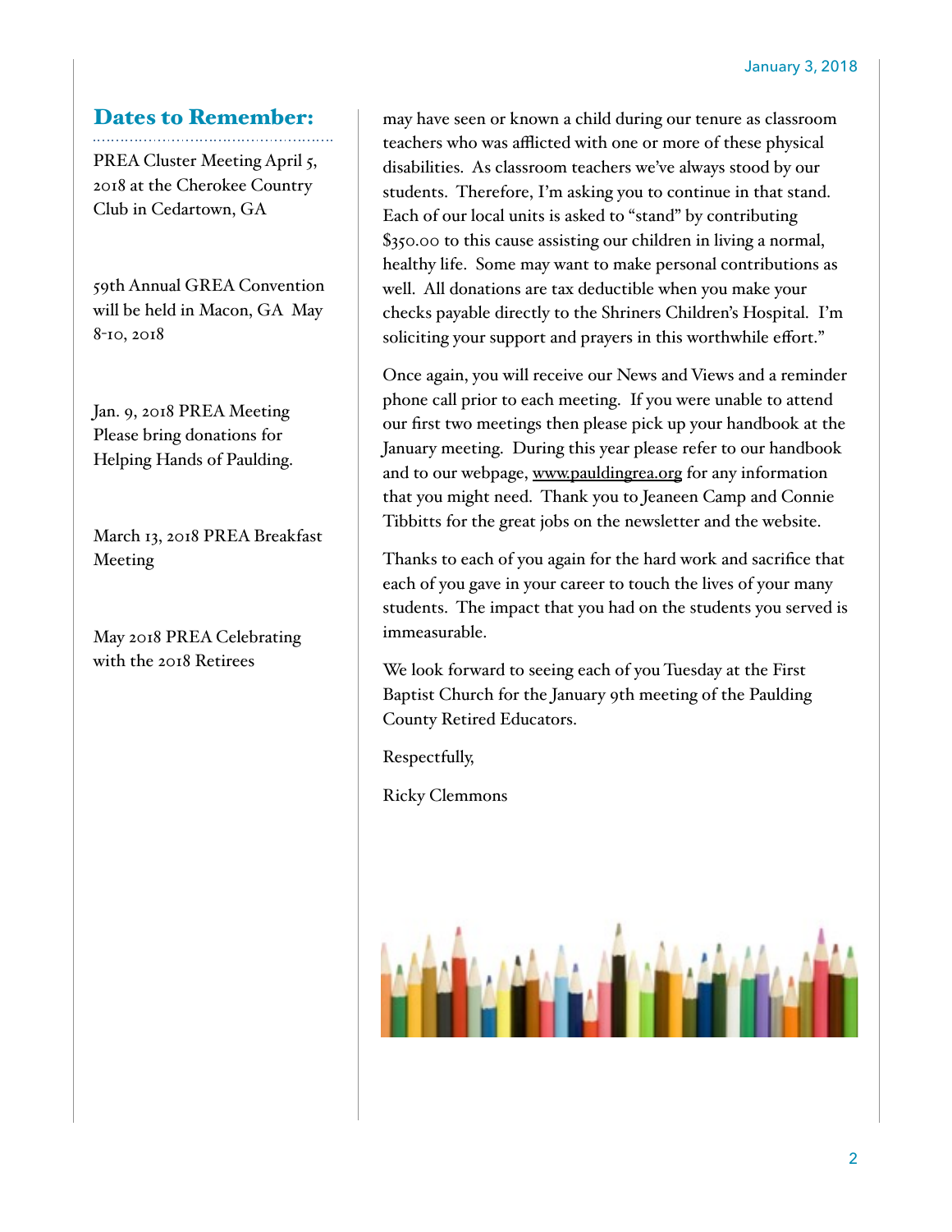## Dates to Remember:

PREA Cluster Meeting April 5, 2018 at the Cherokee Country Club in Cedartown, GA

59th Annual GREA Convention will be held in Macon, GA May 8-10, 2018

Jan. 9, 2018 PREA Meeting Please bring donations for Helping Hands of Paulding.

March 13, 2018 PREA Breakfast Meeting

May 2018 PREA Celebrating with the 2018 Retirees

may have seen or known a child during our tenure as classroom teachers who was afflicted with one or more of these physical disabilities. As classroom teachers we've always stood by our students. Therefore, I'm asking you to continue in that stand. Each of our local units is asked to "stand" by contributing $350.00 to this cause assisting our children in living a normal, healthy life. Some may want to make personal contributions as well. All donations are tax deductible when you make your checks payable directly to the Shriners Children's Hospital. I'm soliciting your support and prayers in this worthwhile effort."

Once again, you will receive our News and Views and a reminder phone call prior to each meeting. If you were unable to attend our first two meetings then please pick up your handbook at the January meeting. During this year please refer to our handbook and to our webpage, www.pauldingrea.org for any information that you might need. Thank you to Jeaneen Camp and Connie Tibbitts for the great jobs on the newsletter and the website.

Thanks to each of you again for the hard work and sacrifice that each of you gave in your career to touch the lives of your many students. The impact that you had on the students you served is immeasurable.

We look forward to seeing each of you Tuesday at the First Baptist Church for the January 9th meeting of the Paulding County Retired Educators.

Respectfully,

Ricky Clemmons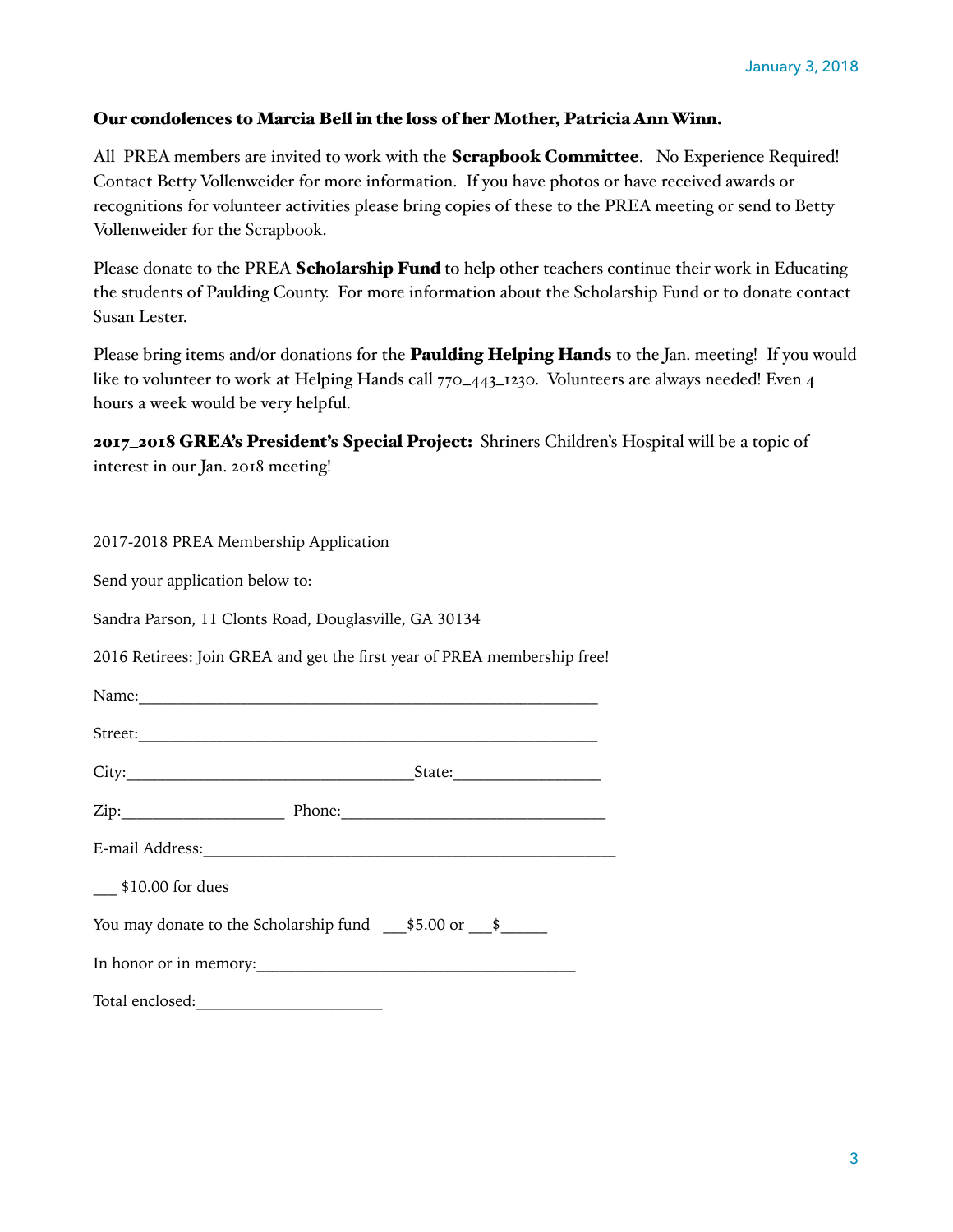**Our condolences to Marcia Bell in the loss of her Mother, Patricia Ann Winn.**

All PREA members are invited to work with the **Scrapbook Committee**. No Experience Required! Contact Betty Vollenweider for more information. If you have photos or have received awards or recognitions for volunteer activities please bring copies of these to the PREA meeting or send to Betty Vollenweider for the Scrapbook.

Please donate to the PREA **Scholarship Fund** to help other teachers continue their work in Educating the students of Paulding County. For more information about the Scholarship Fund or to donate contact Susan Lester.

Please bring items and/or donations for the **Paulding Helping Hands** to the Jan. meeting! If you would like to volunteer to work at Helping Hands call 770_443_1230. Volunteers are always needed! Even 4 hours a week would be very helpful.

**2017_2018 GREA's President's Special Project:** Shriners Children's Hospital will be a topic of interest in our Jan. 2018 meeting!

2017-2018 PREA Membership Application

Send your application below to:

Sandra Parson, 11 Clonts Road, Douglasville, GA 30134

2016 Retirees: Join GREA and get the first year of PREA membership free!

Name:_______________________________________________________

Street:_______________________________________________________

City:__________________________________State:__________________

Zip:____________________ Phone:________________________________

E-mail Address:___________________________________________________

___ $10.00 for dues

You may donate to the Scholarship fund ___$5.00 or ___$______

In honor or in memory:_______________________________________

Total enclosed:______________________